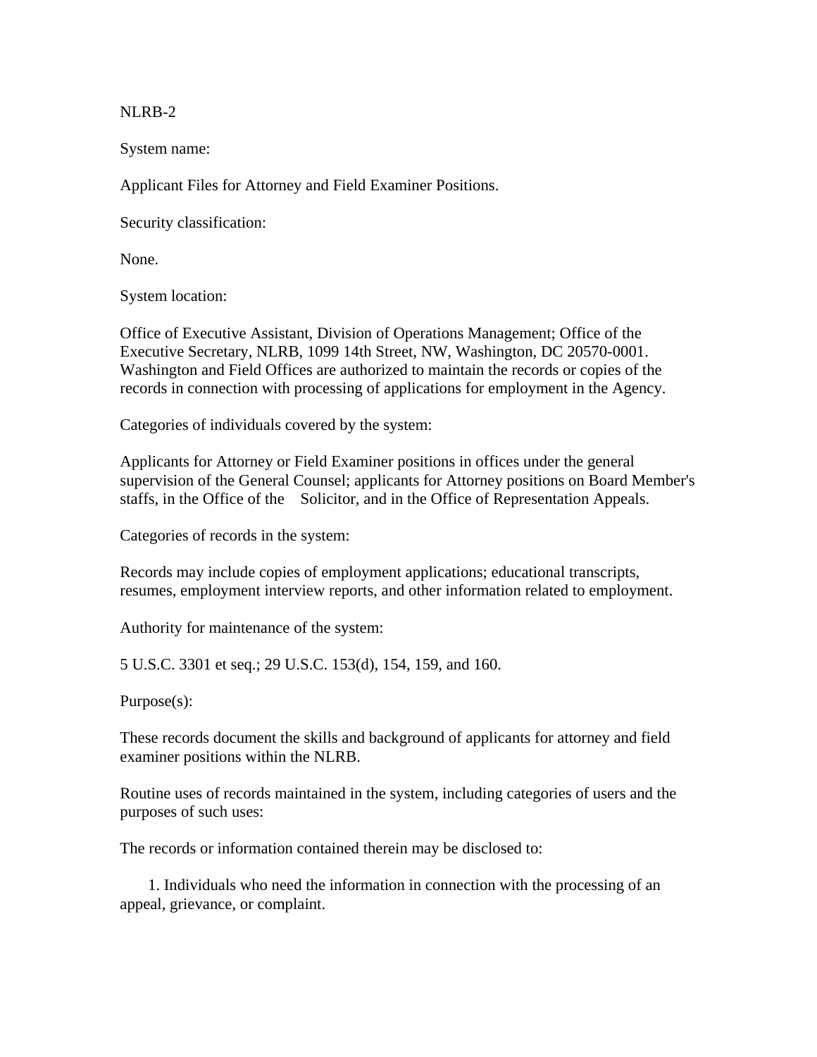NLRB-2

System name:

Applicant Files for Attorney and Field Examiner Positions.

Security classification:

None.

System location:

Office of Executive Assistant, Division of Operations Management; Office of the Executive Secretary, NLRB, 1099 14th Street, NW, Washington, DC 20570-0001. Washington and Field Offices are authorized to maintain the records or copies of the records in connection with processing of applications for employment in the Agency.

Categories of individuals covered by the system:

Applicants for Attorney or Field Examiner positions in offices under the general supervision of the General Counsel; applicants for Attorney positions on Board Member's staffs, in the Office of the Solicitor, and in the Office of Representation Appeals.

Categories of records in the system:

Records may include copies of employment applications; educational transcripts, resumes, employment interview reports, and other information related to employment.

Authority for maintenance of the system:

5 U.S.C. 3301 et seq.; 29 U.S.C. 153(d), 154, 159, and 160.

Purpose(s):

These records document the skills and background of applicants for attorney and field examiner positions within the NLRB.

Routine uses of records maintained in the system, including categories of users and the purposes of such uses:

The records or information contained therein may be disclosed to:

1. Individuals who need the information in connection with the processing of an appeal, grievance, or complaint.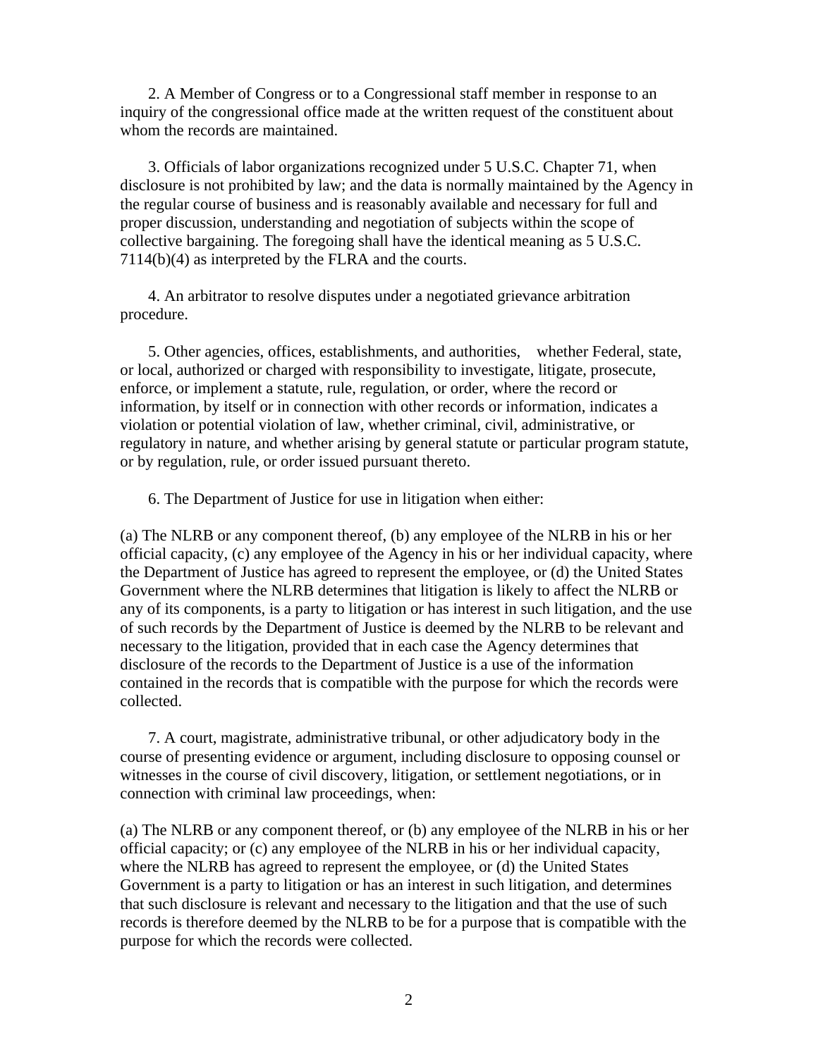2. A Member of Congress or to a Congressional staff member in response to an inquiry of the congressional office made at the written request of the constituent about whom the records are maintained.

3. Officials of labor organizations recognized under 5 U.S.C. Chapter 71, when disclosure is not prohibited by law; and the data is normally maintained by the Agency in the regular course of business and is reasonably available and necessary for full and proper discussion, understanding and negotiation of subjects within the scope of collective bargaining. The foregoing shall have the identical meaning as 5 U.S.C. 7114(b)(4) as interpreted by the FLRA and the courts.

4. An arbitrator to resolve disputes under a negotiated grievance arbitration procedure.

5. Other agencies, offices, establishments, and authorities, whether Federal, state, or local, authorized or charged with responsibility to investigate, litigate, prosecute, enforce, or implement a statute, rule, regulation, or order, where the record or information, by itself or in connection with other records or information, indicates a violation or potential violation of law, whether criminal, civil, administrative, or regulatory in nature, and whether arising by general statute or particular program statute, or by regulation, rule, or order issued pursuant thereto.

6. The Department of Justice for use in litigation when either:

(a) The NLRB or any component thereof, (b) any employee of the NLRB in his or her official capacity, (c) any employee of the Agency in his or her individual capacity, where the Department of Justice has agreed to represent the employee, or (d) the United States Government where the NLRB determines that litigation is likely to affect the NLRB or any of its components, is a party to litigation or has interest in such litigation, and the use of such records by the Department of Justice is deemed by the NLRB to be relevant and necessary to the litigation, provided that in each case the Agency determines that disclosure of the records to the Department of Justice is a use of the information contained in the records that is compatible with the purpose for which the records were collected.

7. A court, magistrate, administrative tribunal, or other adjudicatory body in the course of presenting evidence or argument, including disclosure to opposing counsel or witnesses in the course of civil discovery, litigation, or settlement negotiations, or in connection with criminal law proceedings, when:

(a) The NLRB or any component thereof, or (b) any employee of the NLRB in his or her official capacity; or (c) any employee of the NLRB in his or her individual capacity, where the NLRB has agreed to represent the employee, or (d) the United States Government is a party to litigation or has an interest in such litigation, and determines that such disclosure is relevant and necessary to the litigation and that the use of such records is therefore deemed by the NLRB to be for a purpose that is compatible with the purpose for which the records were collected.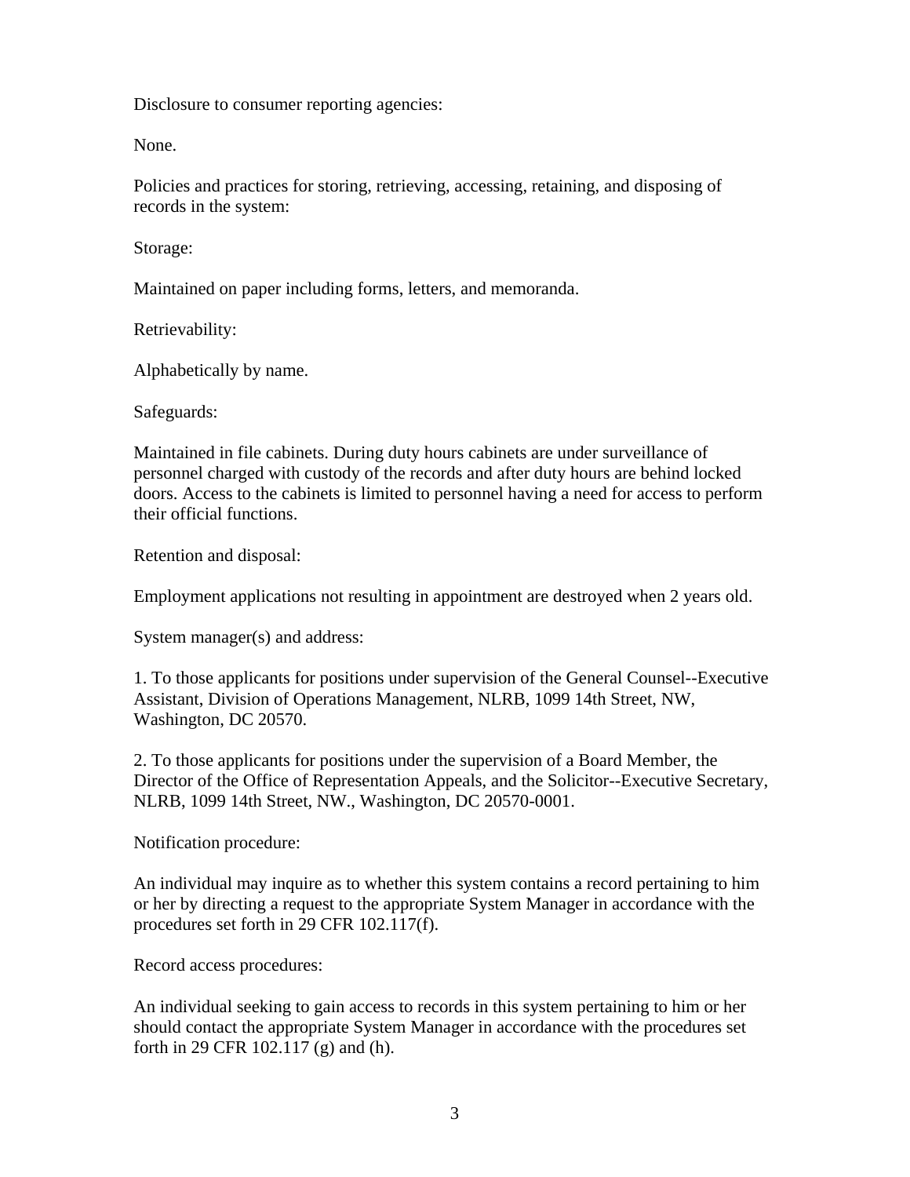Disclosure to consumer reporting agencies:

None.

Policies and practices for storing, retrieving, accessing, retaining, and disposing of records in the system:

Storage:

Maintained on paper including forms, letters, and memoranda.

Retrievability:

Alphabetically by name.

Safeguards:

Maintained in file cabinets. During duty hours cabinets are under surveillance of personnel charged with custody of the records and after duty hours are behind locked doors. Access to the cabinets is limited to personnel having a need for access to perform their official functions.

Retention and disposal:

Employment applications not resulting in appointment are destroyed when 2 years old.

System manager(s) and address:

1. To those applicants for positions under supervision of the General Counsel--Executive Assistant, Division of Operations Management, NLRB, 1099 14th Street, NW, Washington, DC 20570.

2. To those applicants for positions under the supervision of a Board Member, the Director of the Office of Representation Appeals, and the Solicitor--Executive Secretary, NLRB, 1099 14th Street, NW., Washington, DC 20570-0001.

Notification procedure:

An individual may inquire as to whether this system contains a record pertaining to him or her by directing a request to the appropriate System Manager in accordance with the procedures set forth in 29 CFR 102.117(f).

Record access procedures:

An individual seeking to gain access to records in this system pertaining to him or her should contact the appropriate System Manager in accordance with the procedures set forth in 29 CFR 102.117 (g) and (h).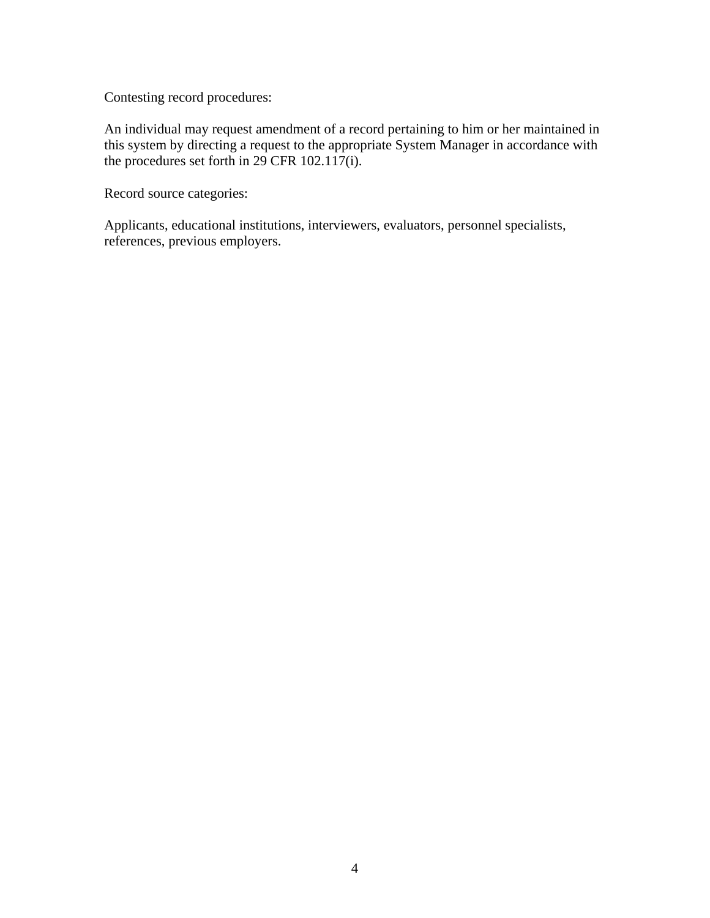Contesting record procedures:

An individual may request amendment of a record pertaining to him or her maintained in this system by directing a request to the appropriate System Manager in accordance with the procedures set forth in 29 CFR 102.117(i).

Record source categories:

Applicants, educational institutions, interviewers, evaluators, personnel specialists, references, previous employers.